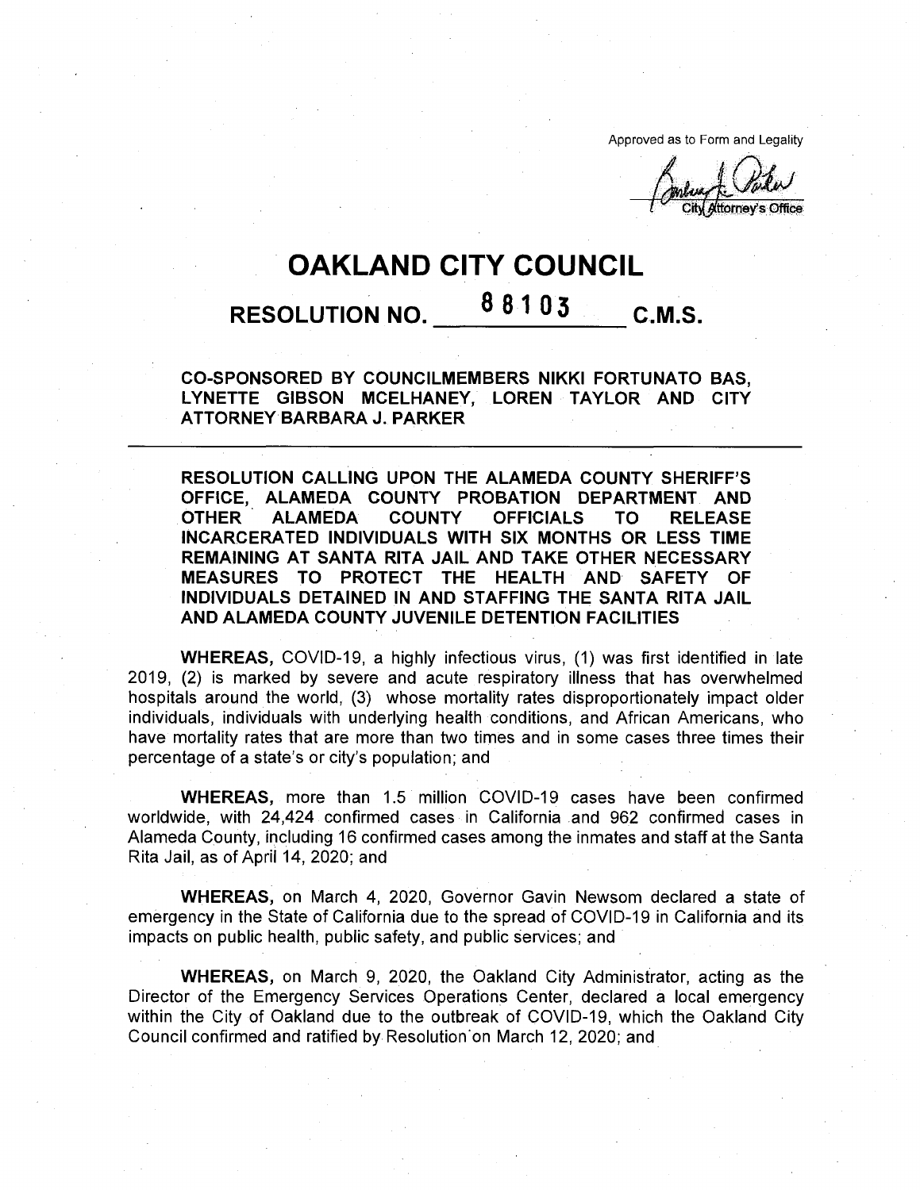Approved as to Form and Legality

City Attorney's Office

# OAKLAND CITY COUNCIL

## RESOLUTION NO. 88103 C.M.S.

**CO-SPONSORED BY COUNCILMEMBERS NIKKI FORTUNATO BAS, LYNETTE GIBSON MCELHANEY, LOREN TAYLOR AND CITY ATTORNEY BARBARA J. PARKER**

**RESOLUTION CALLING UPON THE ALAMEDA COUNTY SHERIFF'S OFFICE, ALAMEDA COUNTY PROBATION DEPARTMENT AND OTHER ALAMEDA COUNTY OFFICIALS TO RELEASE INCARCERATED INDIVIDUALS WITH SIX MONTHS OR LESS TIME REMAINING AT SANTA RITA JAIL AND TAKE OTHER NECESSARY MEASURES TO PROTECT THE HEALTH AND SAFETY OF INDIVIDUALS DETAINED IN AND STAFFING THE SANTA RITA JAIL AND ALAMEDA COUNTY JUVENILE DETENTION FACILITIES**

**WHEREAS,** COVID-19, a highly infectious virus, (1) was first identified in late 2019, (2) is marked by severe and acute respiratory illness that has overwhelmed hospitals around the world, (3) whose mortality rates disproportionately impact older individuals, individuals with underlying health conditions, and African Americans, who have mortality rates that are more than two times and in some cases three times their percentage of a state's or city's population; and

**WHEREAS,** more than 1.5 million COVID-19 cases have been confirmed worldwide, with 24,424 confirmed cases in California and 962 confirmed cases in Alameda County, including 16 confirmed cases among the inmates and staff at the Santa Rita Jail, as of April 14, 2020; and

**WHEREAS,** on March 4, 2020, Governor Gavin Newsom declared a state of emergency in the State of California due to the spread of COVID-19 in California and its impacts on public health, public safety, and public services; and

**WHEREAS,** on March 9, 2020, the Oakland City Administrator, acting as the Director of the Emergency Services Operations Center, declared a local emergency within the City of Oakland due to the outbreak of COVID-19, which the Oakland City Council confirmed and ratified by Resolution on March 12, 2020; and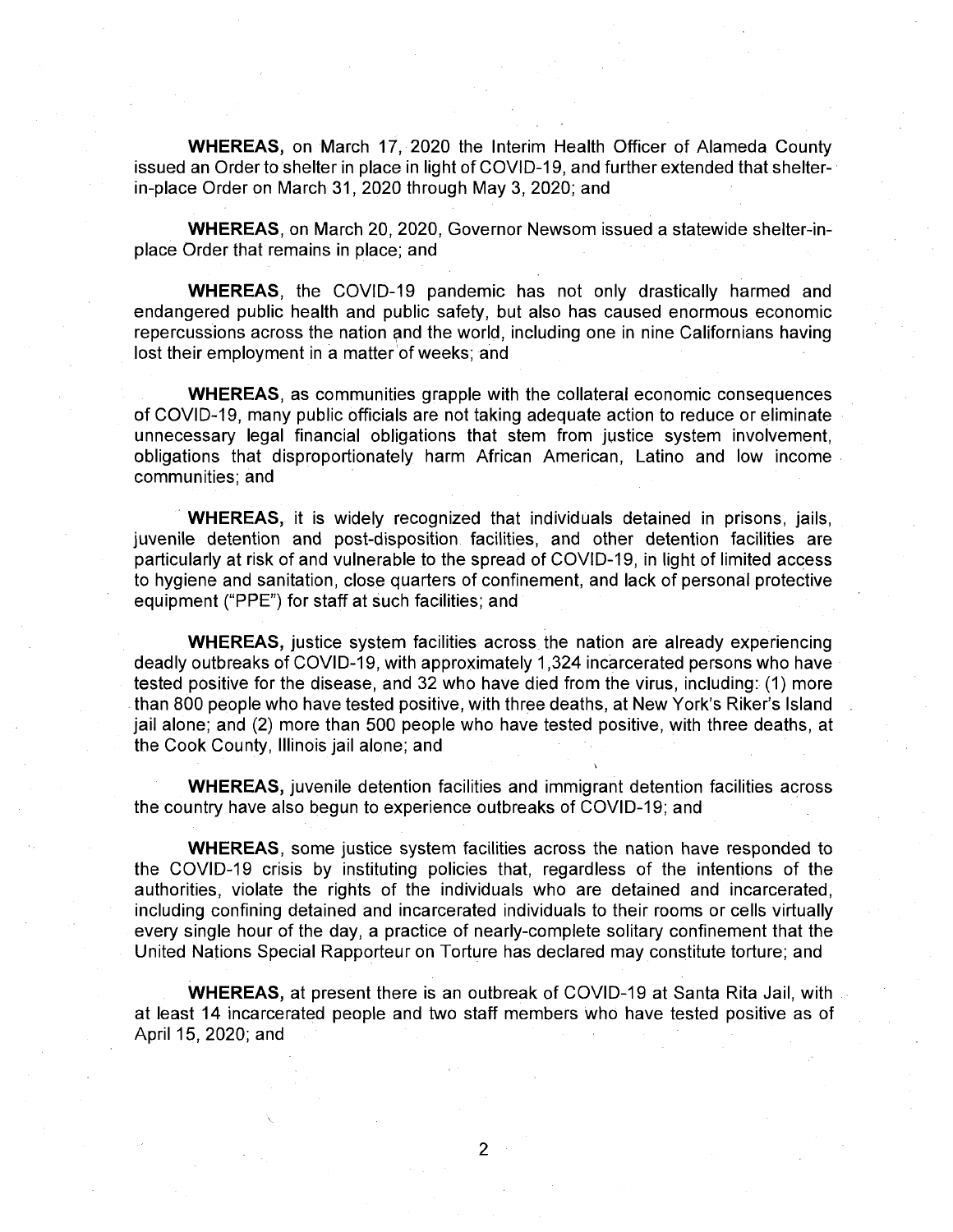**WHEREAS,** on March 17, 2020 the Interim Health Officer of Alameda County issued an Order to shelter in place in light of COVID-19, and further extended that shelter-in-place Order on March 31, 2020 through May 3, 2020; and

**WHEREAS**, on March 20, 2020, Governor Newsom issued a statewide shelter-in-place Order that remains in place; and

**WHEREAS**, the COVID-19 pandemic has not only drastically harmed and endangered public health and public safety, but also has caused enormous economic repercussions across the nation and the world, including one in nine Californians having lost their employment in a matter of weeks; and

**WHEREAS**, as communities grapple with the collateral economic consequences of COVID-19, many public officials are not taking adequate action to reduce or eliminate unnecessary legal financial obligations that stem from justice system involvement, obligations that disproportionately harm African American, Latino and low income communities; and

**WHEREAS,** it is widely recognized that individuals detained in prisons, jails, juvenile detention and post-disposition facilities, and other detention facilities are particularly at risk of and vulnerable to the spread of COVID-19, in light of limited access to hygiene and sanitation, close quarters of confinement, and lack of personal protective equipment ("PPE") for staff at such facilities; and

**WHEREAS,** justice system facilities across the nation are already experiencing deadly outbreaks of COVID-19, with approximately 1,324 incarcerated persons who have tested positive for the disease, and 32 who have died from the virus, including: (1) more than 800 people who have tested positive, with three deaths, at New York's Riker's Island jail alone; and (2) more than 500 people who have tested positive, with three deaths, at the Cook County, Illinois jail alone; and

**WHEREAS,** juvenile detention facilities and immigrant detention facilities across the country have also begun to experience outbreaks of COVID-19; and

**WHEREAS**, some justice system facilities across the nation have responded to the COVID-19 crisis by instituting policies that, regardless of the intentions of the authorities, violate the rights of the individuals who are detained and incarcerated, including confining detained and incarcerated individuals to their rooms or cells virtually every single hour of the day, a practice of nearly-complete solitary confinement that the United Nations Special Rapporteur on Torture has declared may constitute torture; and

**WHEREAS,** at present there is an outbreak of COVID-19 at Santa Rita Jail, with at least 14 incarcerated people and two staff members who have tested positive as of April 15, 2020; and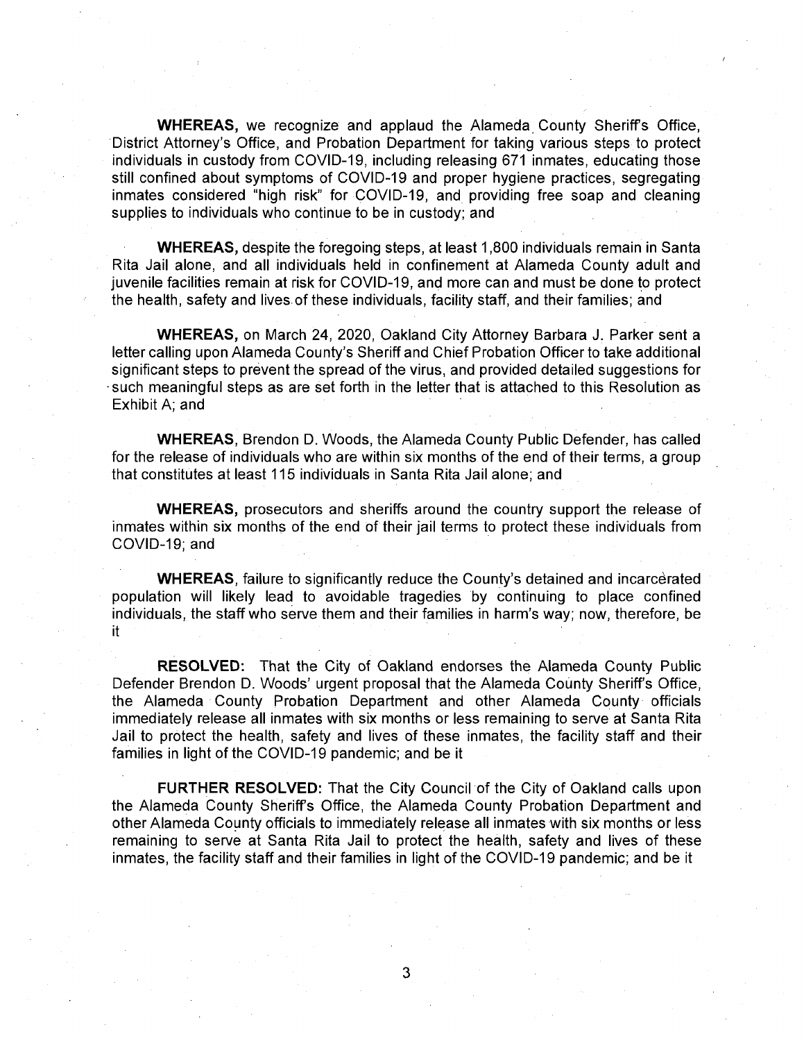**WHEREAS,** we recognize and applaud the Alameda County Sheriff's Office, District Attorney's Office, and Probation Department for taking various steps to protect individuals in custody from COVID-19, including releasing 671 inmates, educating those still confined about symptoms of COVID-19 and proper hygiene practices, segregating inmates considered "high risk" for COVID-19, and providing free soap and cleaning supplies to individuals who continue to be in custody; and

**WHEREAS,** despite the foregoing steps, at least 1,800 individuals remain in Santa Rita Jail alone, and all individuals held in confinement at Alameda County adult and juvenile facilities remain at risk for COVID-19, and more can and must be done to protect the health, safety and lives of these individuals, facility staff, and their families; and

**WHEREAS,** on March 24, 2020, Oakland City Attorney Barbara J. Parker sent a letter calling upon Alameda County's Sheriff and Chief Probation Officer to take additional significant steps to prevent the spread of the virus, and provided detailed suggestions for such meaningful steps as are set forth in the letter that is attached to this Resolution as Exhibit A; and

**WHEREAS**, Brendon D. Woods, the Alameda County Public Defender, has called for the release of individuals who are within six months of the end of their terms, a group that constitutes at least 115 individuals in Santa Rita Jail alone; and

**WHEREAS,** prosecutors and sheriffs around the country support the release of inmates within six months of the end of their jail terms to protect these individuals from COVID-19; and

**WHEREAS**, failure to significantly reduce the County's detained and incarcerated population will likely lead to avoidable tragedies by continuing to place confined individuals, the staff who serve them and their families in harm's way; now, therefore, be it

**RESOLVED:** That the City of Oakland endorses the Alameda County Public Defender Brendon D. Woods' urgent proposal that the Alameda County Sheriff's Office, the Alameda County Probation Department and other Alameda County officials immediately release all inmates with six months or less remaining to serve at Santa Rita Jail to protect the health, safety and lives of these inmates, the facility staff and their families in light of the COVID-19 pandemic; and be it

**FURTHER RESOLVED:** That the City Council of the City of Oakland calls upon the Alameda County Sheriff's Office, the Alameda County Probation Department and other Alameda County officials to immediately release all inmates with six months or less remaining to serve at Santa Rita Jail to protect the health, safety and lives of these inmates, the facility staff and their families in light of the COVID-19 pandemic; and be it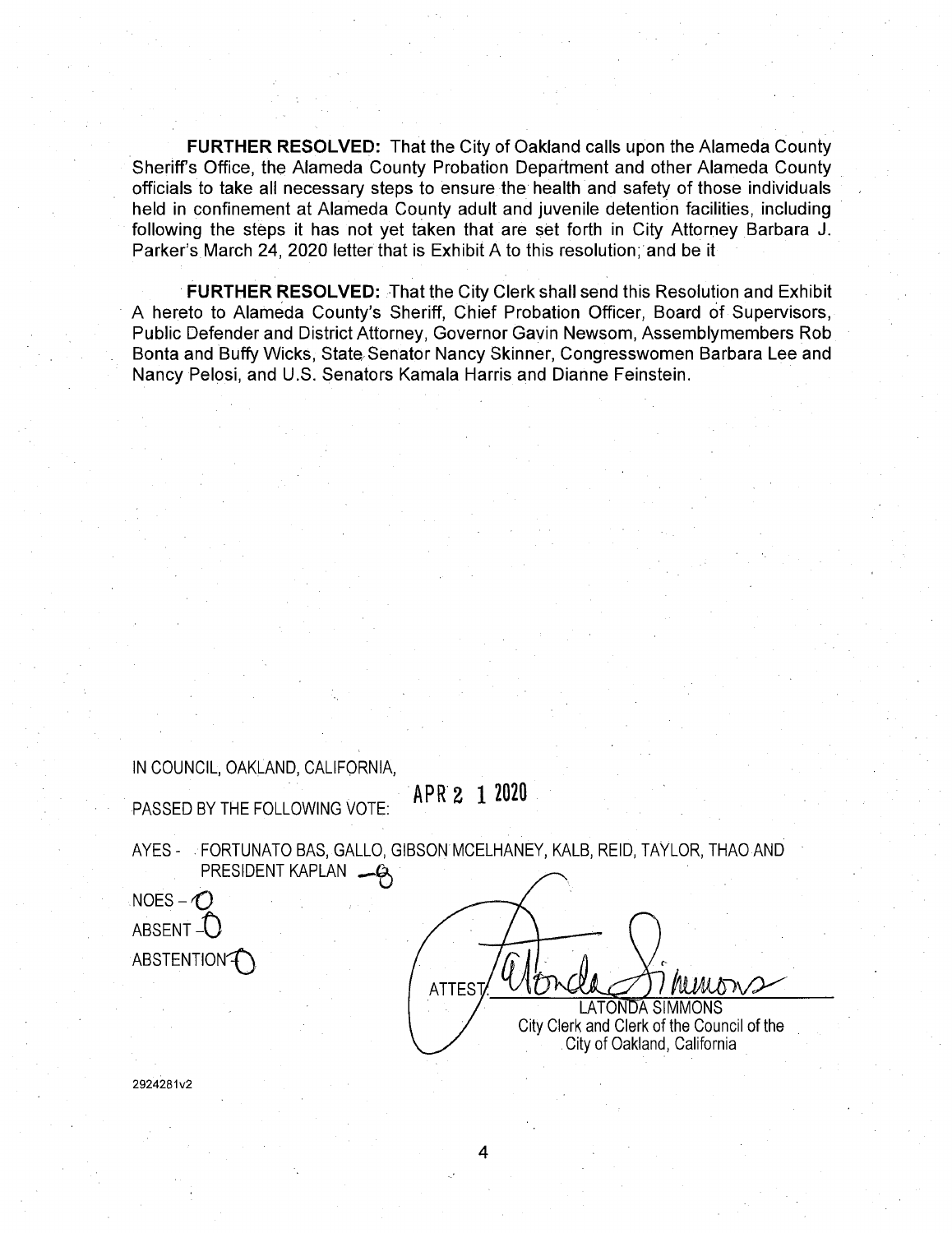**FURTHER RESOLVED:** That the City of Oakland calls upon the Alameda County Sheriff's Office, the Alameda County Probation Department and other Alameda County officials to take all necessary steps to ensure the health and safety of those individuals held in confinement at Alameda County adult and juvenile detention facilities, including following the steps it has not yet taken that are set forth in City Attorney Barbara J. Parker's March 24, 2020 letter that is Exhibit A to this resolution; and be it

**FURTHER RESOLVED:** That the City Clerk shall send this Resolution and Exhibit A hereto to Alameda County's Sheriff, Chief Probation Officer, Board of Supervisors, Public Defender and District Attorney, Governor Gavin Newsom, Assemblymembers Rob Bonta and Buffy Wicks, State Senator Nancy Skinner, Congresswomen Barbara Lee and Nancy Pelosi, and U.S. Senators Kamala Harris and Dianne Feinstein.

IN COUNCIL, OAKLAND, CALIFORNIA,

PASSED BY THE FOLLOWING VOTE: APR 2 1 2020

AYES - FORTUNATO BAS, GALLO, GIBSON MCELHANEY, KALB, REID, TAYLOR, THAO AND PRESIDENT KAPLAN – 8

NOES – 0

ABSENT – 0

ABSTENTION – 0

ATTEST: LaTonda Simmons

LATONDA SIMMONS
City Clerk and Clerk of the Council of the City of Oakland, California

2924281v2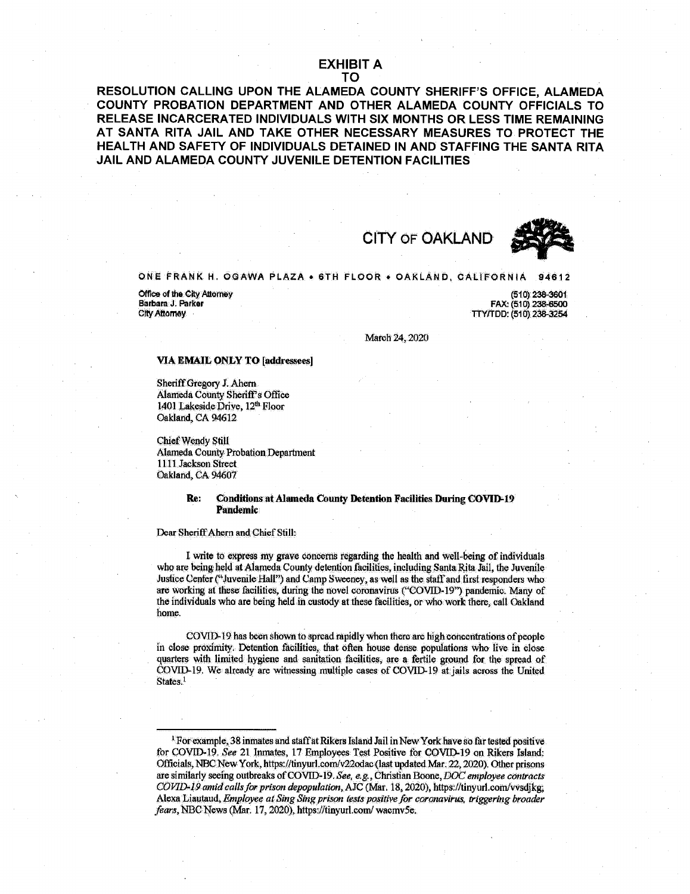# EXHIBIT A
# TO

**RESOLUTION CALLING UPON THE ALAMEDA COUNTY SHERIFF'S OFFICE, ALAMEDA COUNTY PROBATION DEPARTMENT AND OTHER ALAMEDA COUNTY OFFICIALS TO RELEASE INCARCERATED INDIVIDUALS WITH SIX MONTHS OR LESS TIME REMAINING AT SANTA RITA JAIL AND TAKE OTHER NECESSARY MEASURES TO PROTECT THE HEALTH AND SAFETY OF INDIVIDUALS DETAINED IN AND STAFFING THE SANTA RITA JAIL AND ALAMEDA COUNTY JUVENILE DETENTION FACILITIES**

CITY OF OAKLAND

ONE FRANK H. OGAWA PLAZA • 6TH FLOOR • OAKLAND, CALIFORNIA 94612

Office of the City Attorney
Barbara J. Parker
City Attorney

(510) 238-3601
FAX: (510) 238-6500
TTY/TDD: (510) 238-3254

March 24, 2020

**VIA EMAIL ONLY TO [addressees]**

Sheriff Gregory J. Ahern
Alameda County Sheriff's Office
1401 Lakeside Drive, 12th Floor
Oakland, CA 94612

Chief Wendy Still
Alameda County Probation Department
1111 Jackson Street
Oakland, CA 94607

**Re: Conditions at Alameda County Detention Facilities During COVID-19 Pandemic**

Dear Sheriff Ahern and Chief Still:

I write to express my grave concerns regarding the health and well-being of individuals who are being held at Alameda County detention facilities, including Santa Rita Jail, the Juvenile Justice Center ("Juvenile Hall") and Camp Sweeney, as well as the staff and first responders who are working at these facilities, during the novel coronavirus ("COVID-19") pandemic. Many of the individuals who are being held in custody at these facilities, or who work there, call Oakland home.

COVID-19 has been shown to spread rapidly when there are high concentrations of people in close proximity. Detention facilities, that often house dense populations who live in close quarters with limited hygiene and sanitation facilities, are a fertile ground for the spread of COVID-19. We already are witnessing multiple cases of COVID-19 at jails across the United States.[1]

---

[1] For example, 38 inmates and staff at Rikers Island Jail in New York have so far tested positive for COVID-19. *See* 21 Inmates, 17 Employees Test Positive for COVID-19 on Rikers Island: Officials, NBC New York, https://tinyurl.com/v22odac (last updated Mar. 22, 2020). Other prisons are similarly seeing outbreaks of COVID-19. *See, e.g.*, Christian Boone, *DOC employee contracts COVID-19 amid calls for prison depopulation*, AJC (Mar. 18, 2020), https://tinyurl.com/vvsdjkg; Alexa Liautaud, *Employee at Sing Sing prison tests positive for coronavirus, triggering broader fears*, NBC News (Mar. 17, 2020), https://tinyurl.com/ wacmv5e.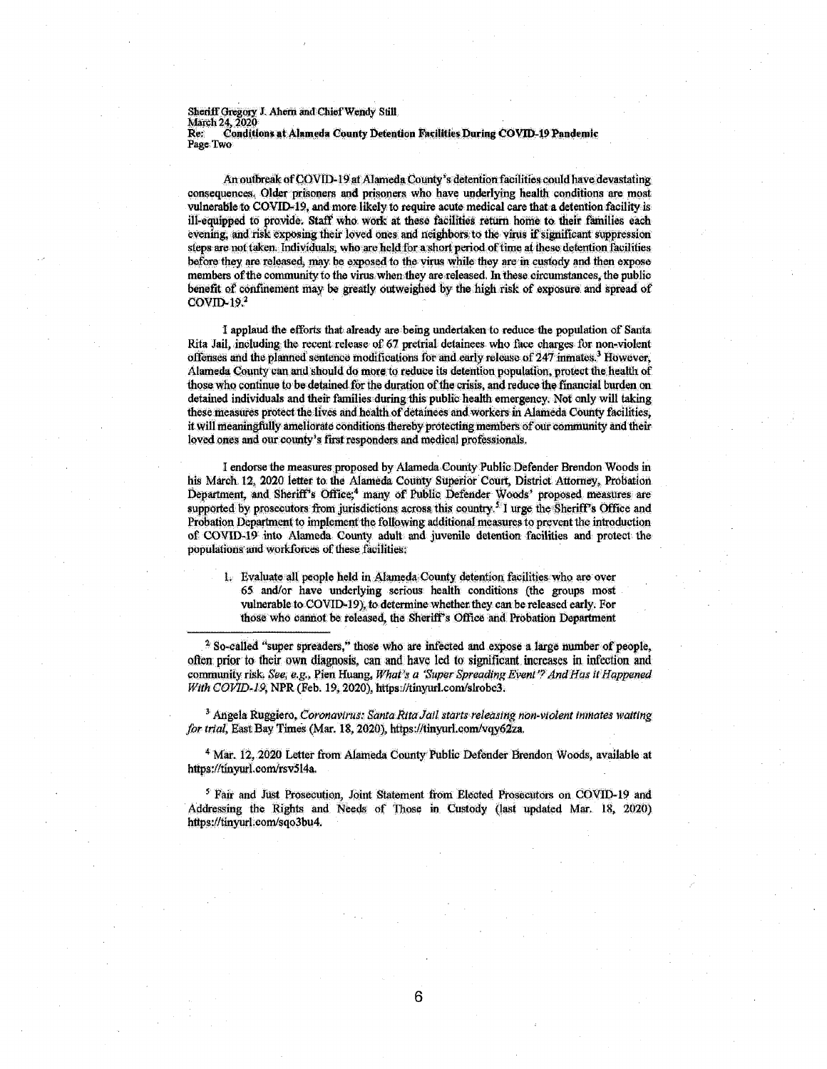An outbreak of COVID-19 at Alameda County's detention facilities could have devastating consequences. Older prisoners and prisoners who have underlying health conditions are most vulnerable to COVID-19, and more likely to require acute medical care that a detention facility is ill-equipped to provide. Staff who work at these facilities return home to their families each evening, and risk exposing their loved ones and neighbors to the virus if significant suppression steps are not taken. Individuals, who are held for a short period of time at these detention facilities before they are released, may be exposed to the virus while they are in custody and then expose members of the community to the virus when they are released. In these circumstances, the public benefit of confinement may be greatly outweighed by the high risk of exposure and spread of COVID-19.[2]

I applaud the efforts that already are being undertaken to reduce the population of Santa Rita Jail, including the recent release of 67 pretrial detainees who face charges for non-violent offenses and the planned sentence modifications for and early release of 247 inmates.[3] However, Alameda County can and should do more to reduce its detention population, protect the health of those who continue to be detained for the duration of the crisis, and reduce the financial burden on detained individuals and their families during this public health emergency. Not only will taking these measures protect the lives and health of detainees and workers in Alameda County facilities, it will meaningfully ameliorate conditions thereby protecting members of our community and their loved ones and our county's first responders and medical professionals.

I endorse the measures proposed by Alameda County Public Defender Brendon Woods in his March 12, 2020 letter to the Alameda County Superior Court, District Attorney, Probation Department, and Sheriff's Office;[4] many of Public Defender Woods' proposed measures are supported by prosecutors from jurisdictions across this country.[5] I urge the Sheriff's Office and Probation Department to implement the following additional measures to prevent the introduction of COVID-19 into Alameda County adult and juvenile detention facilities and protect the populations and workforces of these facilities:

1. Evaluate all people held in Alameda County detention facilities who are over 65 and/or have underlying serious health conditions (the groups most vulnerable to COVID-19), to determine whether they can be released early. For those who cannot be released, the Sheriff's Office and Probation Department

---

[2] So-called "super spreaders," those who are infected and expose a large number of people, often prior to their own diagnosis, can and have led to significant increases in infection and community risk. *See, e.g.*, Pien Huang, *What's a 'Super Spreading Event'? And Has it Happened With COVID-19*, NPR (Feb. 19, 2020), https://tinyurl.com/slrobc3.

[3] Angela Ruggiero, *Coronavirus: Santa Rita Jail starts releasing non-violent inmates waiting for trial*, East Bay Times (Mar. 18, 2020), https://tinyurl.com/vqy62za.

[4] Mar. 12, 2020 Letter from Alameda County Public Defender Brendon Woods, available at https://tinyurl.com/rsv5l4a.

[5] Fair and Just Prosecution, Joint Statement from Elected Prosecutors on COVID-19 and Addressing the Rights and Needs of Those in Custody (last updated Mar. 18, 2020) https://tinyurl.com/sqo3bu4.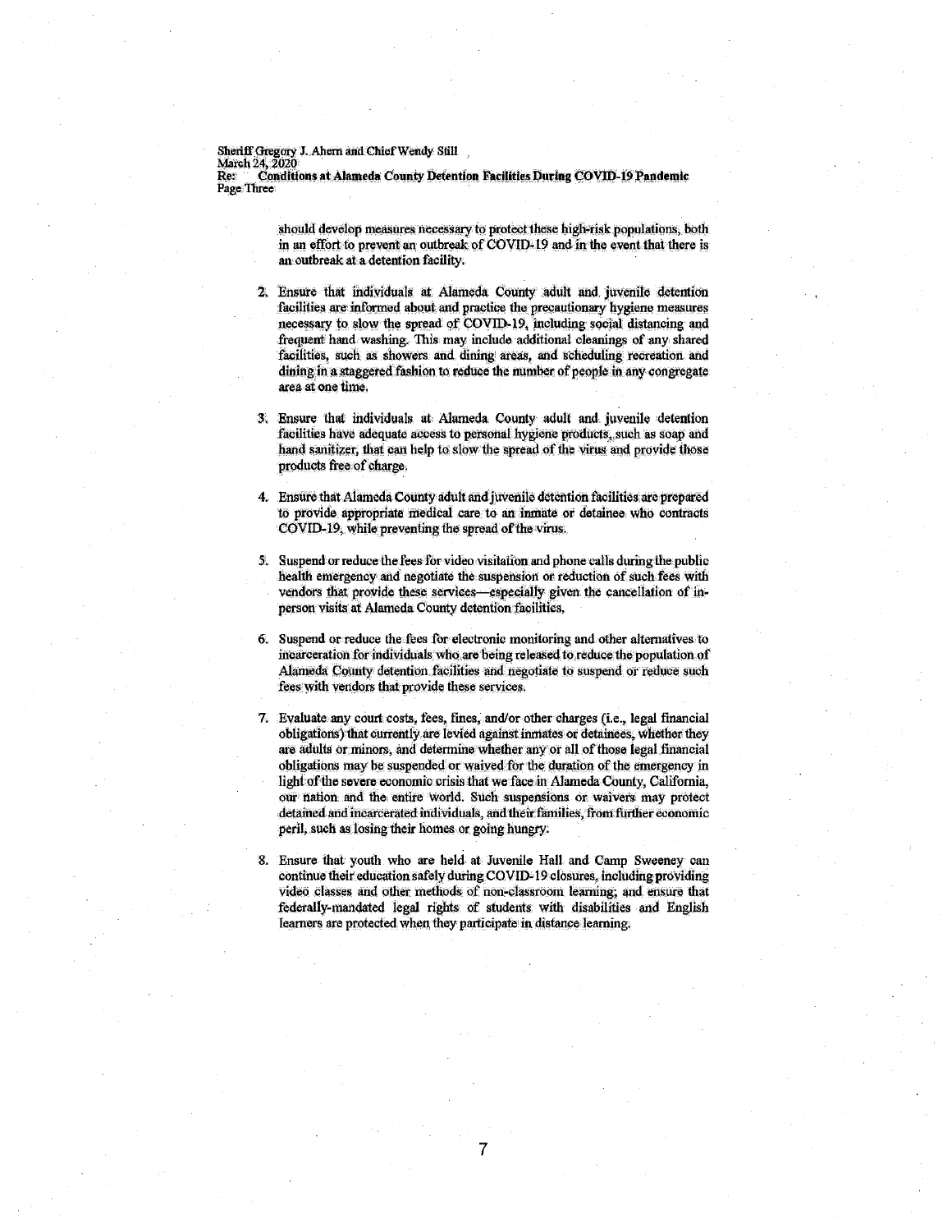should develop measures necessary to protect these high-risk populations, both in an effort to prevent an outbreak of COVID-19 and in the event that there is an outbreak at a detention facility.

2. Ensure that individuals at Alameda County adult and juvenile detention facilities are informed about and practice the precautionary hygiene measures necessary to slow the spread of COVID-19, including social distancing and frequent hand washing. This may include additional cleanings of any shared facilities, such as showers and dining areas, and scheduling recreation and dining in a staggered fashion to reduce the number of people in any congregate area at one time.

3. Ensure that individuals at Alameda County adult and juvenile detention facilities have adequate access to personal hygiene products, such as soap and hand sanitizer, that can help to slow the spread of the virus and provide those products free of charge.

4. Ensure that Alameda County adult and juvenile detention facilities are prepared to provide appropriate medical care to an inmate or detainee who contracts COVID-19, while preventing the spread of the virus.

5. Suspend or reduce the fees for video visitation and phone calls during the public health emergency and negotiate the suspension or reduction of such fees with vendors that provide these services—especially given the cancellation of in-person visits at Alameda County detention facilities.

6. Suspend or reduce the fees for electronic monitoring and other alternatives to incarceration for individuals who are being released to reduce the population of Alameda County detention facilities and negotiate to suspend or reduce such fees with vendors that provide these services.

7. Evaluate any court costs, fees, fines, and/or other charges (i.e., legal financial obligations) that currently are levied against inmates or detainees, whether they are adults or minors, and determine whether any or all of those legal financial obligations may be suspended or waived for the duration of the emergency in light of the severe economic crisis that we face in Alameda County, California, our nation and the entire world. Such suspensions or waivers may protect detained and incarcerated individuals, and their families, from further economic peril, such as losing their homes or going hungry.

8. Ensure that youth who are held at Juvenile Hall and Camp Sweeney can continue their education safely during COVID-19 closures, including providing video classes and other methods of non-classroom learning; and ensure that federally-mandated legal rights of students with disabilities and English learners are protected when they participate in distance learning.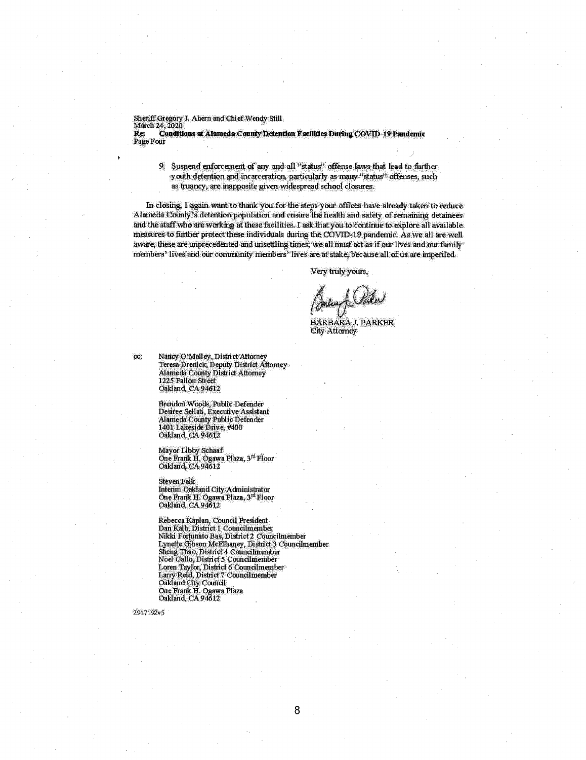Sheriff Gregory J. Ahern and Chief Wendy Still
March 24, 2020
**Re: Conditions at Alameda County Detention Facilities During COVID-19 Pandemic**
Page Four

9. Suspend enforcement of any and all "status" offense laws that lead to further youth detention and incarceration, particularly as many "status" offenses, such as truancy, are inapposite given widespread school closures.

In closing, I again want to thank you for the steps your offices have already taken to reduce Alameda County's detention population and ensure the health and safety of remaining detainees and the staff who are working at these facilities. I ask that you to continue to explore all available measures to further protect these individuals during the COVID-19 pandemic. As we all are well aware, these are unprecedented and unsettling times; we all must act as if our lives and our family members' lives and our community members' lives are at stake, because all of us are imperiled.

Very truly yours,

BARBARA J. PARKER
City Attorney

cc: Nancy O'Malley, District Attorney
Teresa Drenick, Deputy District Attorney
Alameda County District Attorney
1225 Fallon Street
Oakland, CA 94612

Brendon Woods, Public Defender
Desiree Sellati, Executive Assistant
Alameda County Public Defender
1401 Lakeside Drive, #400
Oakland, CA 94612

Mayor Libby Schaaf
One Frank H. Ogawa Plaza, 3rd Floor
Oakland, CA 94612

Steven Falk
Interim Oakland City Administrator
One Frank H. Ogawa Plaza, 3rd Floor
Oakland, CA 94612

Rebecca Kaplan, Council President
Dan Kalb, District 1 Councilmember
Nikki Fortunato Bas, District 2 Councilmember
Lynette Gibson McElhaney, District 3 Councilmember
Sheng Thao, District 4 Councilmember
Noel Gallo, District 5 Councilmember
Loren Taylor, District 6 Councilmember
Larry Reid, District 7 Councilmember
Oakland City Council
One Frank H. Ogawa Plaza
Oakland, CA 94612

2917192v5